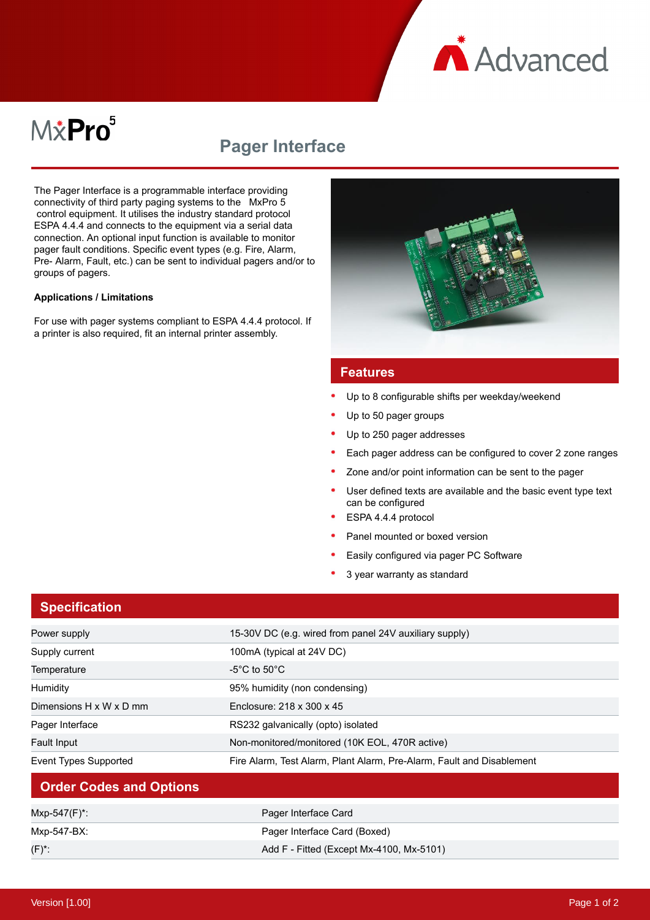# MxPro 5

## Pager Interface

The Pager Interface is a programmable interface providing connectivity of third party paging systems to the MxPro 5 control equipment. It utilises the industry standard protocol ESPA 4.4.4 and connects to the equipment via a serial data connection. An optional input function is available to monitor pager fault conditions. Specific event types (e.g. Fire, Alarm, Pre- Alarm, Fault, etc.) can be sent to individual pagers and/or to groups of pagers.

**Applications / Limitations**

For use with pager systems compliant to ESPA 4.4.4 protocol. If a printer is also required, fit an internal printer assembly.

## Features

- Up to 8 configurable shifts per weekday/weekend
- Up to 50 pager groups
- Up to 250 pager addresses
- Each pager address can be configured to cover 2 zone ranges
- Zone and/or point information can be sent to the pager
- User defined texts are available and the basic event type text can be configured
- ESPA 4.4.4 protocol
- Panel mounted or boxed version
- Easily configured via pager PC Software
- 3 year warranty as standard

## Specification

| | |
|---|---|
| Power supply | 15-30V DC (e.g. wired from panel 24V auxiliary supply) |
| Supply current | 100mA (typical at 24V DC) |
| Temperature | -5°C to 50°C |
| Humidity | 95% humidity (non condensing) |
| Dimensions H x W x D mm | Enclosure: 218 x 300 x 45 |
| Pager Interface | RS232 galvanically (opto) isolated |
| Fault Input | Non-monitored/monitored (10K EOL, 470R active) |
| Event Types Supported | Fire Alarm, Test Alarm, Plant Alarm, Pre-Alarm, Fault and Disablement |

## Order Codes and Options

| | |
|---|---|
| Mxp-547(F)*: | Pager Interface Card |
| Mxp-547-BX: | Pager Interface Card (Boxed) |
| (F)*: | Add F - Fitted (Except Mx-4100, Mx-5101) |

Version [1.00]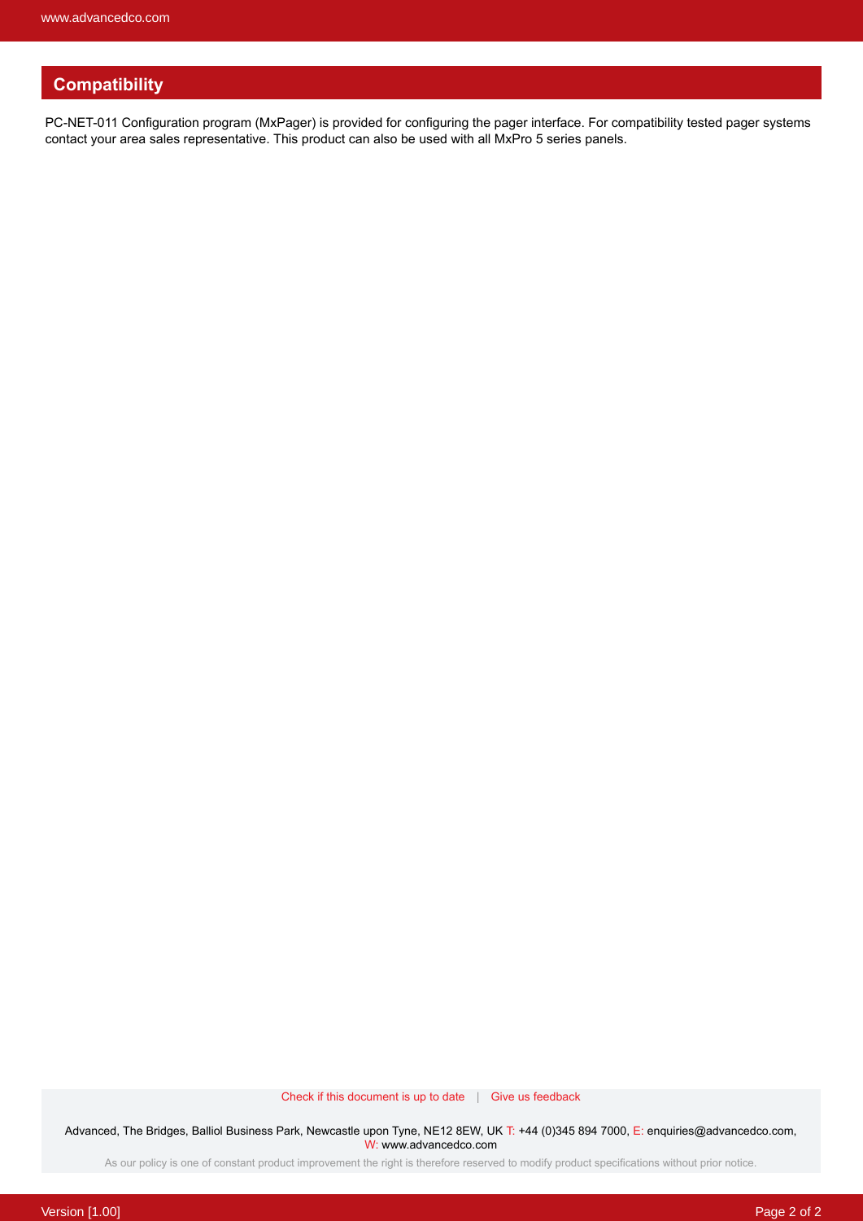## Compatibility

PC-NET-011 Configuration program (MxPager) is provided for configuring the pager interface. For compatibility tested pager systems contact your area sales representative. This product can also be used with all MxPro 5 series panels.

Check if this document is up to date | Give us feedback

Advanced, The Bridges, Balliol Business Park, Newcastle upon Tyne, NE12 8EW, UK T: +44 (0)345 894 7000, E: enquiries@advancedco.com, W: www.advancedco.com

As our policy is one of constant product improvement the right is therefore reserved to modify product specifications without prior notice.

Version [1.00]